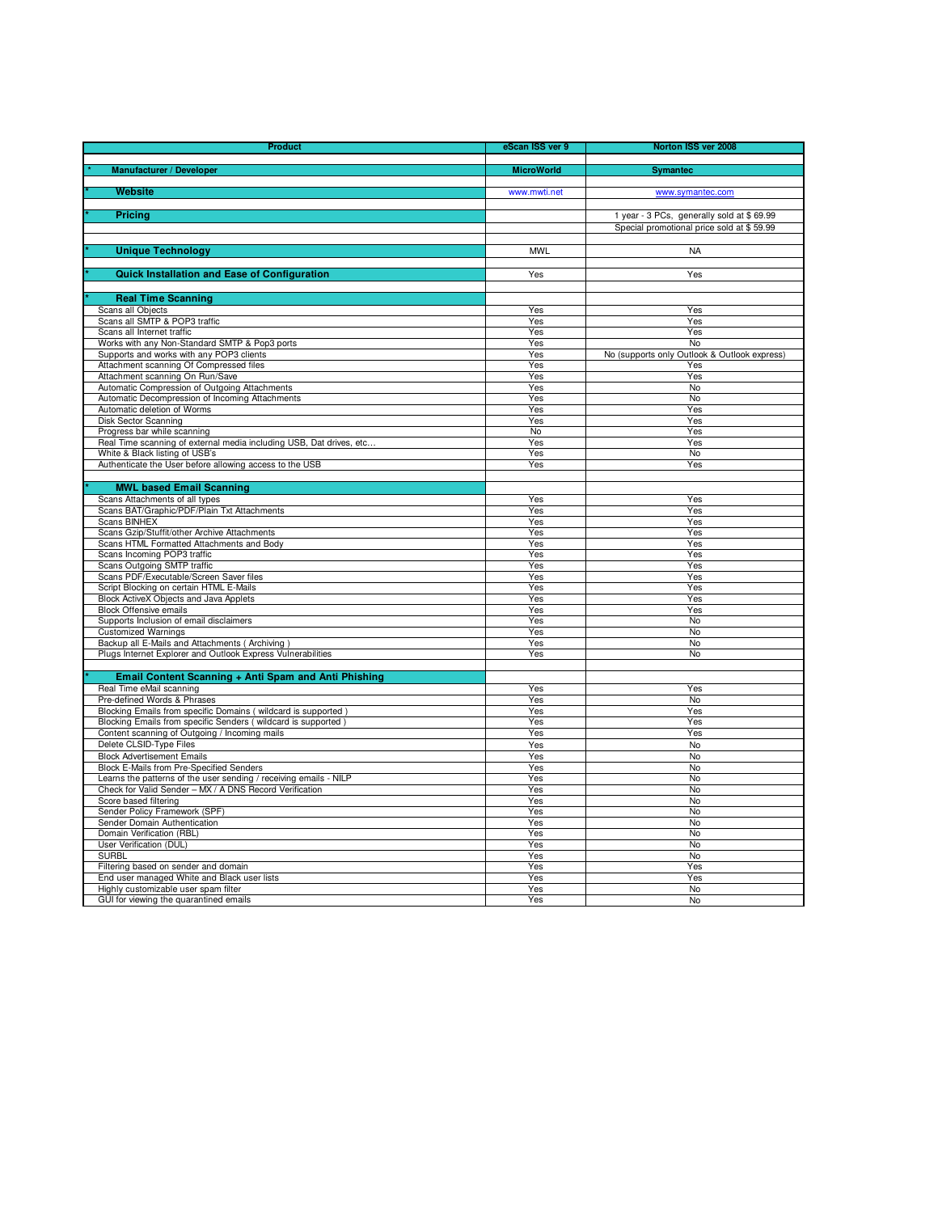| Product | eScan ISS ver 9 | Norton ISS ver 2008 |
|---|---|---|
| * **Manufacturer / Developer** | **MicroWorld** | **Symantec** |
| * **Website** | www.mwti.net | www.symantec.com |
| * **Pricing** | | 1 year - 3 PCs, generally sold at $ 69.99 |
| | | Special promotional price sold at $ 59.99 |
| * **Unique Technology** | MWL | NA |
| * **Quick Installation and Ease of Configuration** | Yes | Yes |
| * **Real Time Scanning** | | |
| Scans all Objects | Yes | Yes |
| Scans all SMTP & POP3 traffic | Yes | Yes |
| Scans all Internet traffic | Yes | Yes |
| Works with any Non-Standard SMTP & Pop3 ports | Yes | No |
| Supports and works with any POP3 clients | Yes | No (supports only Outlook & Outlook express) |
| Attachment scanning Of Compressed files | Yes | Yes |
| Attachment scanning On Run/Save | Yes | Yes |
| Automatic Compression of Outgoing Attachments | Yes | No |
| Automatic Decompression of Incoming Attachments | Yes | No |
| Automatic deletion of Worms | Yes | Yes |
| Disk Sector Scanning | Yes | Yes |
| Progress bar while scanning | No | Yes |
| Real Time scanning of external media including USB, Dat drives, etc… | Yes | Yes |
| White & Black listing of USB's | Yes | No |
| Authenticate the User before allowing access to the USB | Yes | Yes |
| * **MWL based Email Scanning** | | |
| Scans Attachments of all types | Yes | Yes |
| Scans BAT/Graphic/PDF/Plain Txt Attachments | Yes | Yes |
| Scans BINHEX | Yes | Yes |
| Scans Gzip/Stuffit/other Archive Attachments | Yes | Yes |
| Scans HTML Formatted Attachments and Body | Yes | Yes |
| Scans Incoming POP3 traffic | Yes | Yes |
| Scans Outgoing SMTP traffic | Yes | Yes |
| Scans PDF/Executable/Screen Saver files | Yes | Yes |
| Script Blocking on certain HTML E-Mails | Yes | Yes |
| Block ActiveX Objects and Java Applets | Yes | Yes |
| Block Offensive emails | Yes | Yes |
| Supports Inclusion of email disclaimers | Yes | No |
| Customized Warnings | Yes | No |
| Backup all E-Mails and Attachments ( Archiving ) | Yes | No |
| Plugs Internet Explorer and Outlook Express Vulnerabilities | Yes | No |
| * **Email Content Scanning + Anti Spam and Anti Phishing** | | |
| Real Time eMail scanning | Yes | Yes |
| Pre-defined Words & Phrases | Yes | No |
| Blocking Emails from specific Domains ( wildcard is supported ) | Yes | Yes |
| Blocking Emails from specific Senders ( wildcard is supported ) | Yes | Yes |
| Content scanning of Outgoing / Incoming mails | Yes | Yes |
| Delete CLSID-Type Files | Yes | No |
| Block Advertisement Emails | Yes | No |
| Block E-Mails from Pre-Specified Senders | Yes | No |
| Learns the patterns of the user sending / receiving emails - NILP | Yes | No |
| Check for Valid Sender – MX / A DNS Record Verification | Yes | No |
| Score based filtering | Yes | No |
| Sender Policy Framework (SPF) | Yes | No |
| Sender Domain Authentication | Yes | No |
| Domain Verification (RBL) | Yes | No |
| User Verification (DUL) | Yes | No |
| SURBL | Yes | No |
| Filtering based on sender and domain | Yes | Yes |
| End user managed White and Black user lists | Yes | Yes |
| Highly customizable user spam filter | Yes | No |
| GUI for viewing the quarantined emails | Yes | No |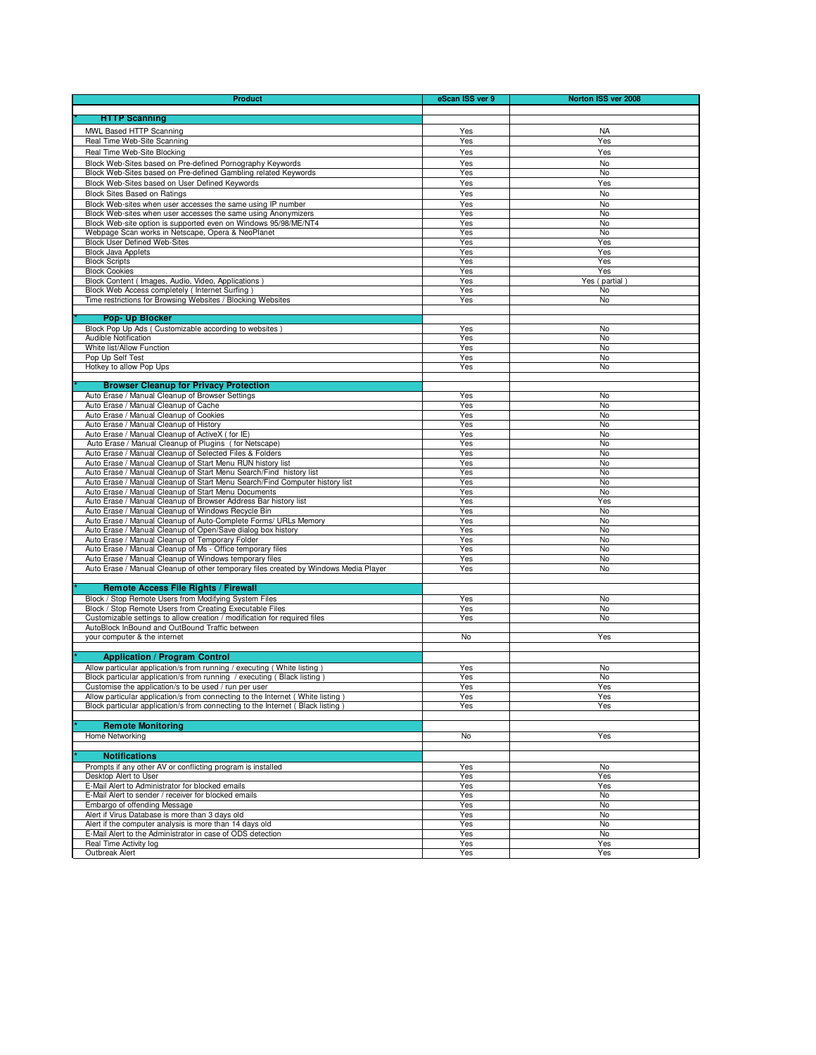| Product | eScan ISS ver 9 | Norton ISS ver 2008 |
|---|---|---|
| **HTTP Scanning** | | |
| MWL Based HTTP Scanning | Yes | NA |
| Real Time Web-Site Scanning | Yes | Yes |
| Real Time Web-Site Blocking | Yes | Yes |
| Block Web-Sites based on Pre-defined Pornography Keywords | Yes | No |
| Block Web-Sites based on Pre-defined Gambling related Keywords | Yes | No |
| Block Web-Sites based on User Defined Keywords | Yes | Yes |
| Block Sites Based on Ratings | Yes | No |
| Block Web-sites when user accesses the same using IP number | Yes | No |
| Block Web-sites when user accesses the same using Anonymizers | Yes | No |
| Block Web-site option is supported even on Windows 95/98/ME/NT4 | Yes | No |
| Webpage Scan works in Netscape, Opera & NeoPlanet | Yes | No |
| Block User Defined Web-Sites | Yes | Yes |
| Block Java Applets | Yes | Yes |
| Block Scripts | Yes | Yes |
| Block Cookies | Yes | Yes |
| Block Content ( Images, Audio, Video, Applications ) | Yes | Yes ( partial ) |
| Block Web Access completely ( Internet Surfing ) | Yes | No |
| Time restrictions for Browsing Websites / Blocking Websites | Yes | No |
| **Pop- Up Blocker** | | |
| Block Pop Up Ads ( Customizable according to websites ) | Yes | No |
| Audible Notification | Yes | No |
| White list/Allow Function | Yes | No |
| Pop Up Self Test | Yes | No |
| Hotkey to allow Pop Ups | Yes | No |
| **Browser Cleanup for Privacy Protection** | | |
| Auto Erase / Manual Cleanup of Browser Settings | Yes | No |
| Auto Erase / Manual Cleanup of Cache | Yes | No |
| Auto Erase / Manual Cleanup of Cookies | Yes | No |
| Auto Erase / Manual Cleanup of History | Yes | No |
| Auto Erase / Manual Cleanup of ActiveX ( for IE) | Yes | No |
| Auto Erase / Manual Cleanup of Plugins ( for Netscape) | Yes | No |
| Auto Erase / Manual Cleanup of Selected Files & Folders | Yes | No |
| Auto Erase / Manual Cleanup of Start Menu RUN history list | Yes | No |
| Auto Erase / Manual Cleanup of Start Menu Search/Find history list | Yes | No |
| Auto Erase / Manual Cleanup of Start Menu Search/Find Computer history list | Yes | No |
| Auto Erase / Manual Cleanup of Start Menu Documents | Yes | No |
| Auto Erase / Manual Cleanup of Browser Address Bar history list | Yes | Yes |
| Auto Erase / Manual Cleanup of Windows Recycle Bin | Yes | No |
| Auto Erase / Manual Cleanup of Auto-Complete Forms/ URLs Memory | Yes | No |
| Auto Erase / Manual Cleanup of Open/Save dialog box history | Yes | No |
| Auto Erase / Manual Cleanup of Temporary Folder | Yes | No |
| Auto Erase / Manual Cleanup of Ms - Office temporary files | Yes | No |
| Auto Erase / Manual Cleanup of Windows temporary files | Yes | No |
| Auto Erase / Manual Cleanup of other temporary files created by Windows Media Player | Yes | No |
| **Remote Access File Rights / Firewall** | | |
| Block / Stop Remote Users from Modifying System Files | Yes | No |
| Block / Stop Remote Users from Creating Executable Files | Yes | No |
| Customizable settings to allow creation / modification for required files | Yes | No |
| AutoBlock InBound and OutBound Traffic between your computer & the internet | No | Yes |
| **Application / Program Control** | | |
| Allow particular application/s from running / executing ( White listing ) | Yes | No |
| Block particular application/s from running / executing ( Black listing ) | Yes | No |
| Customise the application/s to be used / run per user | Yes | Yes |
| Allow particular application/s from connecting to the Internet ( White listing ) | Yes | Yes |
| Block particular application/s from connecting to the Internet ( Black listing ) | Yes | Yes |
| **Remote Monitoring** | | |
| Home Networking | No | Yes |
| **Notifications** | | |
| Prompts if any other AV or conflicting program is installed | Yes | No |
| Desktop Alert to User | Yes | Yes |
| E-Mail Alert to Administrator for blocked emails | Yes | Yes |
| E-Mail Alert to sender / receiver for blocked emails | Yes | No |
| Embargo of offending Message | Yes | No |
| Alert if Virus Database is more than 3 days old | Yes | No |
| Alert if the computer analysis is more than 14 days old | Yes | No |
| E-Mail Alert to the Administrator in case of ODS detection | Yes | No |
| Real Time Activity log | Yes | Yes |
| Outbreak Alert | Yes | Yes |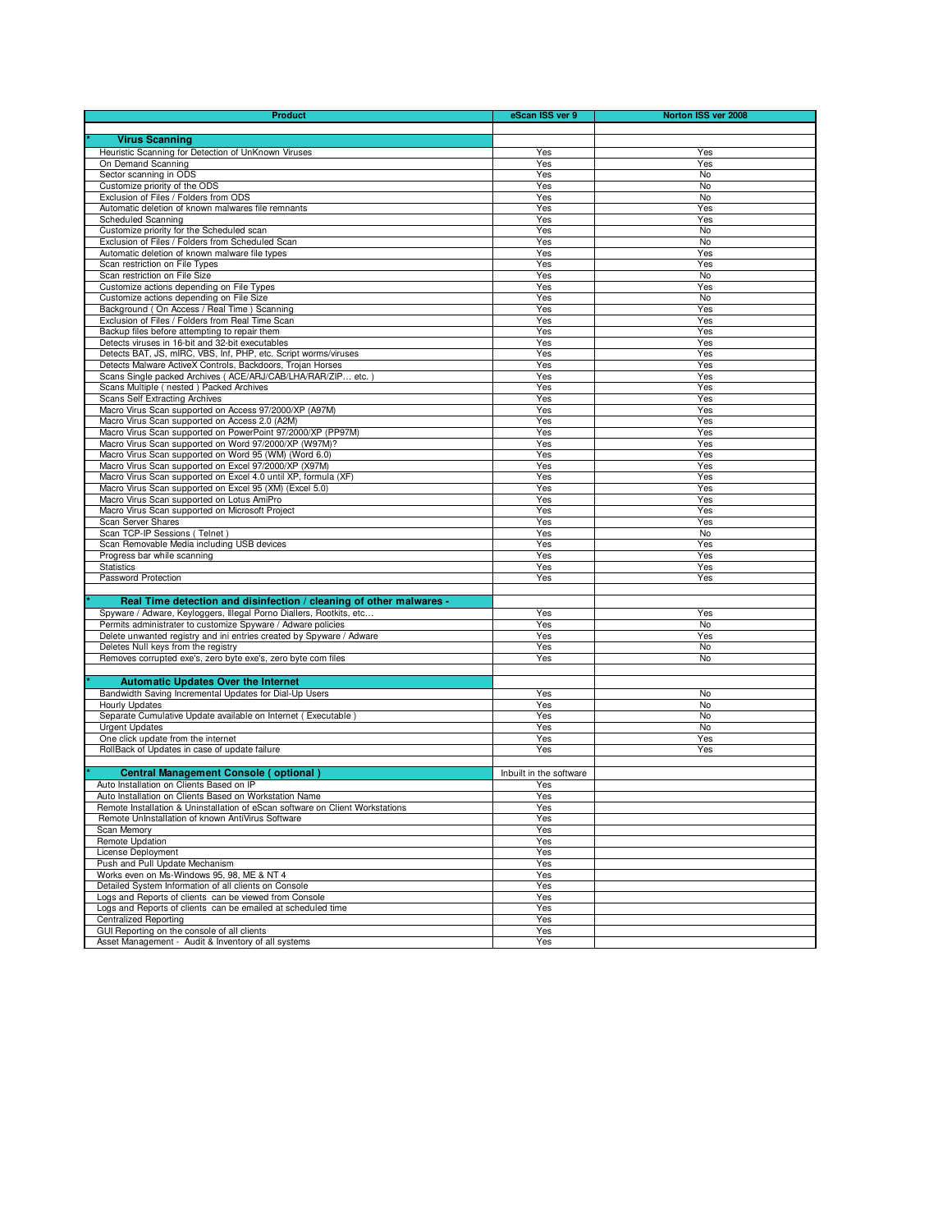| Product | eScan ISS ver 9 | Norton ISS ver 2008 |
|---|---|---|
| * **Virus Scanning** | | |
| Heuristic Scanning for Detection of UnKnown Viruses | Yes | Yes |
| On Demand Scanning | Yes | Yes |
| Sector scanning in ODS | Yes | No |
| Customize priority of the ODS | Yes | No |
| Exclusion of Files / Folders from ODS | Yes | No |
| Automatic deletion of known malwares file remnants | Yes | Yes |
| Scheduled Scanning | Yes | Yes |
| Customize priority for the Scheduled scan | Yes | No |
| Exclusion of Files / Folders from Scheduled Scan | Yes | No |
| Automatic deletion of known malware file types | Yes | Yes |
| Scan restriction on File Types | Yes | Yes |
| Scan restriction on File Size | Yes | No |
| Customize actions depending on File Types | Yes | Yes |
| Customize actions depending on File Size | Yes | No |
| Background ( On Access / Real Time ) Scanning | Yes | Yes |
| Exclusion of Files / Folders from Real Time Scan | Yes | Yes |
| Backup files before attempting to repair them | Yes | Yes |
| Detects viruses in 16-bit and 32-bit executables | Yes | Yes |
| Detects BAT, JS, mIRC, VBS, Inf, PHP, etc. Script worms/viruses | Yes | Yes |
| Detects Malware ActiveX Controls, Backdoors, Trojan Horses | Yes | Yes |
| Scans Single packed Archives ( ACE/ARJ/CAB/LHA/RAR/ZIP… etc. ) | Yes | Yes |
| Scans Multiple ( nested ) Packed Archives | Yes | Yes |
| Scans Self Extracting Archives | Yes | Yes |
| Macro Virus Scan supported on Access 97/2000/XP (A97M) | Yes | Yes |
| Macro Virus Scan supported on Access 2.0 (A2M) | Yes | Yes |
| Macro Virus Scan supported on PowerPoint 97/2000/XP (PP97M) | Yes | Yes |
| Macro Virus Scan supported on Word 97/2000/XP (W97M)? | Yes | Yes |
| Macro Virus Scan supported on Word 95 (WM) (Word 6.0) | Yes | Yes |
| Macro Virus Scan supported on Excel 97/2000/XP (X97M) | Yes | Yes |
| Macro Virus Scan supported on Excel 4.0 until XP, formula (XF) | Yes | Yes |
| Macro Virus Scan supported on Excel 95 (XM) (Excel 5.0) | Yes | Yes |
| Macro Virus Scan supported on Lotus AmiPro | Yes | Yes |
| Macro Virus Scan supported on Microsoft Project | Yes | Yes |
| Scan Server Shares | Yes | Yes |
| Scan TCP-IP Sessions ( Telnet ) | Yes | No |
| Scan Removable Media including USB devices | Yes | Yes |
| Progress bar while scanning | Yes | Yes |
| Statistics | Yes | Yes |
| Password Protection | Yes | Yes |
| * **Real Time detection and disinfection / cleaning of other malwares -** | | |
| Spyware / Adware, Keyloggers, Illegal Porno Diallers, Rootkits, etc… | Yes | Yes |
| Permits administrater to customize Spyware / Adware policies | Yes | No |
| Delete unwanted registry and ini entries created by Spyware / Adware | Yes | Yes |
| Deletes Null keys from the registry | Yes | No |
| Removes corrupted exe's, zero byte exe's, zero byte com files | Yes | No |
| * **Automatic Updates Over the Internet** | | |
| Bandwidth Saving Incremental Updates for Dial-Up Users | Yes | No |
| Hourly Updates | Yes | No |
| Separate Cumulative Update available on Internet ( Executable ) | Yes | No |
| Urgent Updates | Yes | No |
| One click update from the internet | Yes | Yes |
| RollBack of Updates in case of update failure | Yes | Yes |
| * **Central Management Console ( optional )** | Inbuilt in the software | |
| Auto Installation on Clients Based on IP | Yes | |
| Auto Installation on Clients Based on Workstation Name | Yes | |
| Remote Installation & Uninstallation of eScan software on Client Workstations | Yes | |
| Remote UnInstallation of known AntiVirus Software | Yes | |
| Scan Memory | Yes | |
| Remote Updation | Yes | |
| License Deployment | Yes | |
| Push and Pull Update Mechanism | Yes | |
| Works even on Ms-Windows 95, 98, ME & NT 4 | Yes | |
| Detailed System Information of all clients on Console | Yes | |
| Logs and Reports of clients can be viewed from Console | Yes | |
| Logs and Reports of clients can be emailed at scheduled time | Yes | |
| Centralized Reporting | Yes | |
| GUI Reporting on the console of all clients | Yes | |
| Asset Management - Audit & Inventory of all systems | Yes | |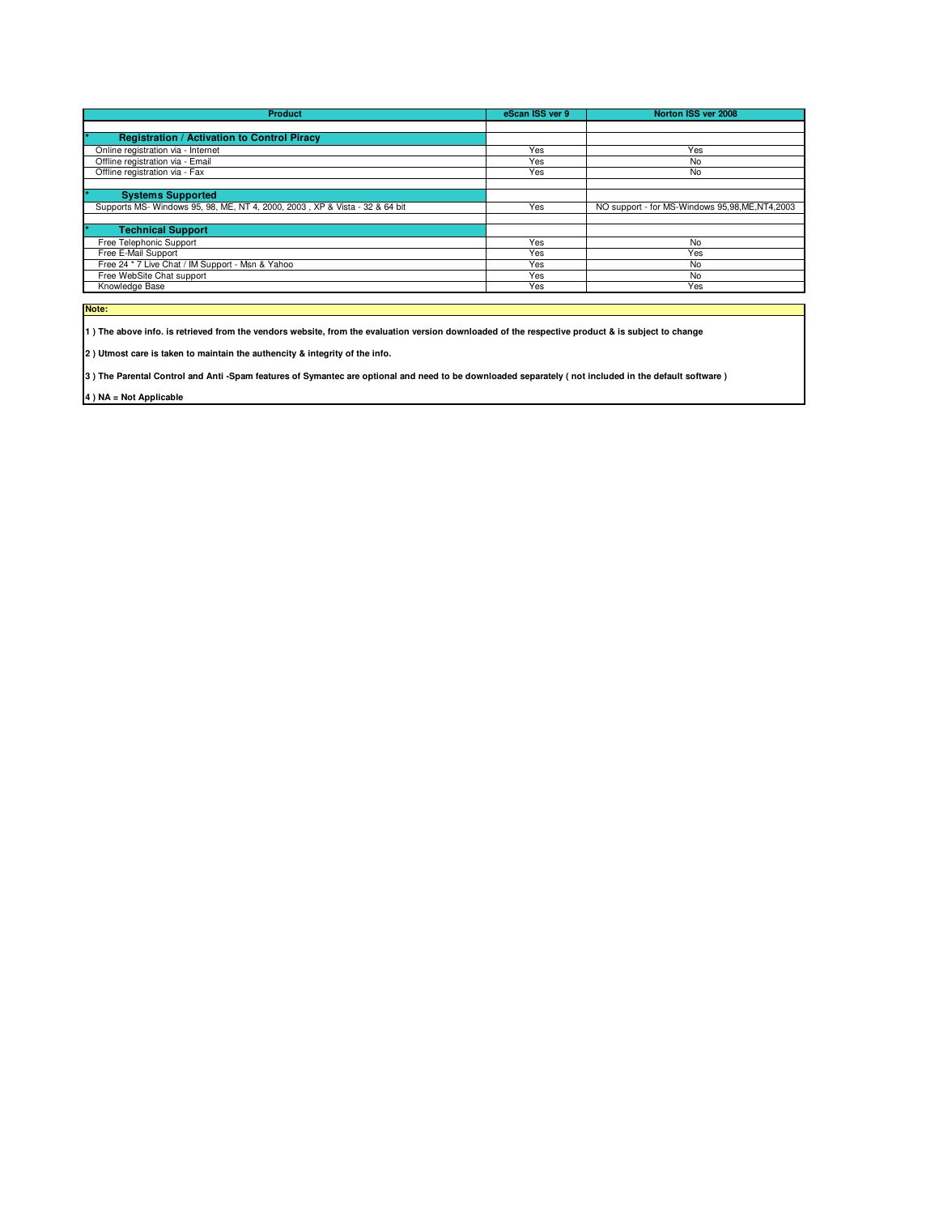| Product | eScan ISS ver 9 | Norton ISS ver 2008 |
|---|---|---|
| | | |
| * **Registration / Activation to Control Piracy** | | |
| Online registration via - Internet | Yes | Yes |
| Offline registration via - Email | Yes | No |
| Offline registration via - Fax | Yes | No |
| | | |
| * **Systems Supported** | | |
| Supports MS- Windows 95, 98, ME, NT 4, 2000, 2003 , XP & Vista - 32 & 64 bit | Yes | NO support - for MS-Windows 95,98,ME,NT4,2003 |
| | | |
| * **Technical Support** | | |
| Free Telephonic Support | Yes | No |
| Free E-Mail Support | Yes | Yes |
| Free 24 * 7 Live Chat / IM Support - Msn & Yahoo | Yes | No |
| Free WebSite Chat support | Yes | No |
| Knowledge Base | Yes | Yes |

**Note:**

**1 ) The above info. is retrieved from the vendors website, from the evaluation version downloaded of the respective product & is subject to change**

**2 ) Utmost care is taken to maintain the authencity & integrity of the info.**

**3 ) The Parental Control and Anti -Spam features of Symantec are optional and need to be downloaded separately ( not included in the default software )**

**4 ) NA = Not Applicable**